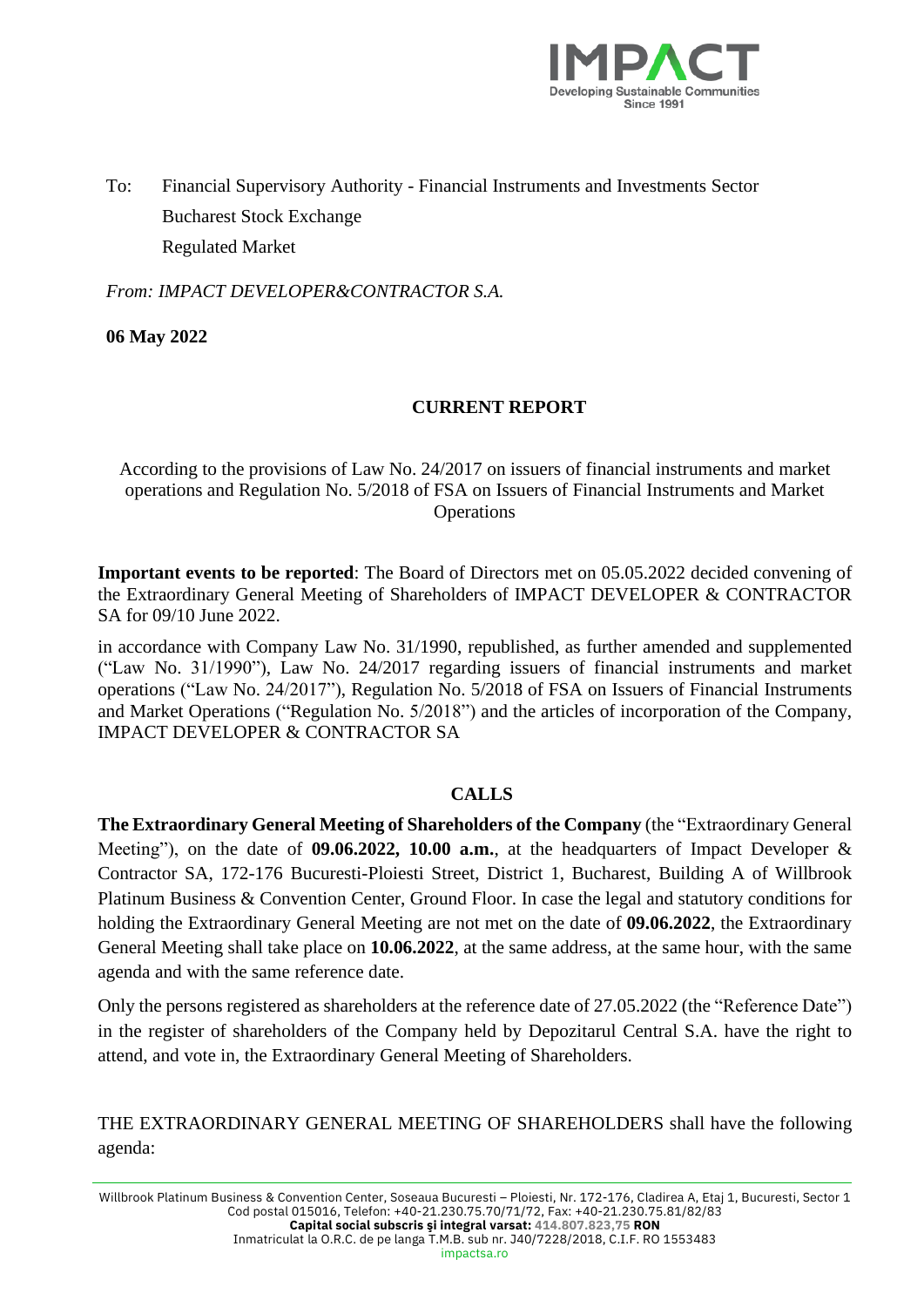To: Financial Supervisory Authority - Financial Instruments and Investments Sector
Bucharest Stock Exchange
Regulated Market

*From: IMPACT DEVELOPER&CONTRACTOR S.A.*

**06 May 2022**

## CURRENT REPORT

According to the provisions of Law No. 24/2017 on issuers of financial instruments and market operations and Regulation No. 5/2018 of FSA on Issuers of Financial Instruments and Market Operations

**Important events to be reported**: The Board of Directors met on 05.05.2022 decided convening of the Extraordinary General Meeting of Shareholders of IMPACT DEVELOPER & CONTRACTOR SA for 09/10 June 2022.

in accordance with Company Law No. 31/1990, republished, as further amended and supplemented ("Law No. 31/1990"), Law No. 24/2017 regarding issuers of financial instruments and market operations ("Law No. 24/2017"), Regulation No. 5/2018 of FSA on Issuers of Financial Instruments and Market Operations ("Regulation No. 5/2018") and the articles of incorporation of the Company, IMPACT DEVELOPER & CONTRACTOR SA

## CALLS

**The Extraordinary General Meeting of Shareholders of the Company** (the "Extraordinary General Meeting"), on the date of **09.06.2022, 10.00 a.m.**, at the headquarters of Impact Developer & Contractor SA, 172-176 Bucuresti-Ploiesti Street, District 1, Bucharest, Building A of Willbrook Platinum Business & Convention Center, Ground Floor. In case the legal and statutory conditions for holding the Extraordinary General Meeting are not met on the date of **09.06.2022**, the Extraordinary General Meeting shall take place on **10.06.2022**, at the same address, at the same hour, with the same agenda and with the same reference date.

Only the persons registered as shareholders at the reference date of 27.05.2022 (the "Reference Date") in the register of shareholders of the Company held by Depozitarul Central S.A. have the right to attend, and vote in, the Extraordinary General Meeting of Shareholders.

THE EXTRAORDINARY GENERAL MEETING OF SHAREHOLDERS shall have the following agenda: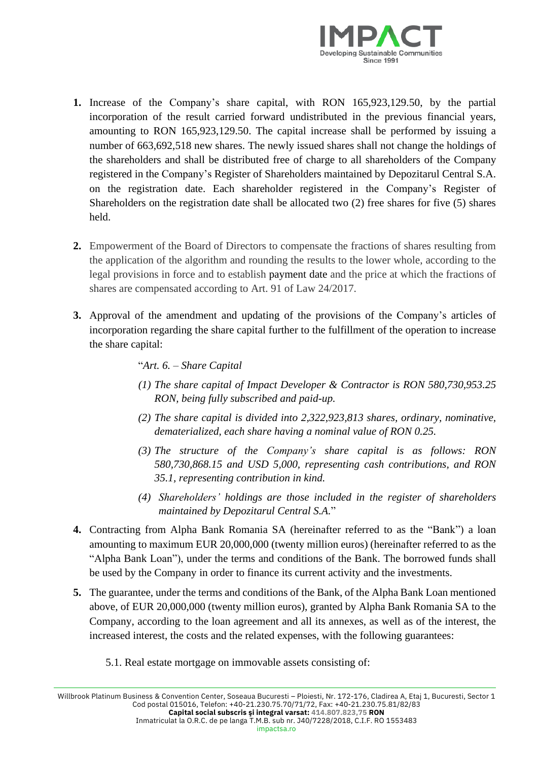1. **Increase** of the Company's share capital, with RON 165,923,129.50, by the partial incorporation of the result carried forward undistributed in the previous financial years, amounting to RON 165,923,129.50. The capital increase shall be performed by issuing a number of 663,692,518 new shares. The newly issued shares shall not change the holdings of the shareholders and shall be distributed free of charge to all shareholders of the Company registered in the Company's Register of Shareholders maintained by Depozitarul Central S.A. on the registration date. Each shareholder registered in the Company's Register of Shareholders on the registration date shall be allocated two (2) free shares for five (5) shares held.

2. Empowerment of the Board of Directors to compensate the fractions of shares resulting from the application of the algorithm and rounding the results to the lower whole, according to the legal provisions in force and to establish payment date and the price at which the fractions of shares are compensated according to Art. 91 of Law 24/2017.

3. Approval of the amendment and updating of the provisions of the Company's articles of incorporation regarding the share capital further to the fulfillment of the operation to increase the share capital:

   "*Art. 6. – Share Capital*

   *(1) The share capital of Impact Developer & Contractor is RON 580,730,953.25 RON, being fully subscribed and paid-up.*

   *(2) The share capital is divided into 2,322,923,813 shares, ordinary, nominative, dematerialized, each share having a nominal value of RON 0.25.*

   *(3) The structure of the Company's share capital is as follows: RON 580,730,868.15 and USD 5,000, representing cash contributions, and RON 35.1, representing contribution in kind.*

   *(4) Shareholders' holdings are those included in the register of shareholders maintained by Depozitarul Central S.A.*"

4. Contracting from Alpha Bank Romania SA (hereinafter referred to as the "Bank") a loan amounting to maximum EUR 20,000,000 (twenty million euros) (hereinafter referred to as the "Alpha Bank Loan"), under the terms and conditions of the Bank. The borrowed funds shall be used by the Company in order to finance its current activity and the investments.

5. The guarantee, under the terms and conditions of the Bank, of the Alpha Bank Loan mentioned above, of EUR 20,000,000 (twenty million euros), granted by Alpha Bank Romania SA to the Company, according to the loan agreement and all its annexes, as well as of the interest, the increased interest, the costs and the related expenses, with the following guarantees:

   5.1. Real estate mortgage on immovable assets consisting of: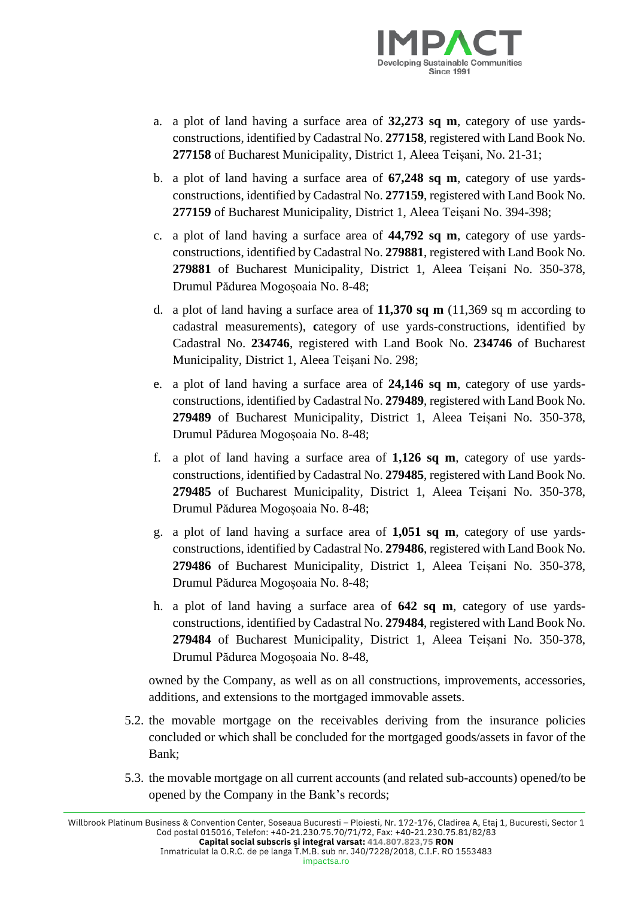a. a plot of land having a surface area of **32,273 sq m**, category of use yards-constructions, identified by Cadastral No. **277158**, registered with Land Book No. **277158** of Bucharest Municipality, District 1, Aleea Teișani, No. 21-31;

b. a plot of land having a surface area of **67,248 sq m**, category of use yards-constructions, identified by Cadastral No. **277159**, registered with Land Book No. **277159** of Bucharest Municipality, District 1, Aleea Teișani No. 394-398;

c. a plot of land having a surface area of **44,792 sq m**, category of use yards-constructions, identified by Cadastral No. **279881**, registered with Land Book No. **279881** of Bucharest Municipality, District 1, Aleea Teișani No. 350-378, Drumul Pădurea Mogoșoaia No. 8-48;

d. a plot of land having a surface area of **11,370 sq m** (11,369 sq m according to cadastral measurements), **c**ategory of use yards-constructions, identified by Cadastral No. **234746**, registered with Land Book No. **234746** of Bucharest Municipality, District 1, Aleea Teișani No. 298;

e. a plot of land having a surface area of **24,146 sq m**, category of use yards-constructions, identified by Cadastral No. **279489**, registered with Land Book No. **279489** of Bucharest Municipality, District 1, Aleea Teișani No. 350-378, Drumul Pădurea Mogoșoaia No. 8-48;

f. a plot of land having a surface area of **1,126 sq m**, category of use yards-constructions, identified by Cadastral No. **279485**, registered with Land Book No. **279485** of Bucharest Municipality, District 1, Aleea Teișani No. 350-378, Drumul Pădurea Mogoșoaia No. 8-48;

g. a plot of land having a surface area of **1,051 sq m**, category of use yards-constructions, identified by Cadastral No. **279486**, registered with Land Book No. **279486** of Bucharest Municipality, District 1, Aleea Teișani No. 350-378, Drumul Pădurea Mogoșoaia No. 8-48;

h. a plot of land having a surface area of **642 sq m**, category of use yards-constructions, identified by Cadastral No. **279484**, registered with Land Book No. **279484** of Bucharest Municipality, District 1, Aleea Teișani No. 350-378, Drumul Pădurea Mogoșoaia No. 8-48,

owned by the Company, as well as on all constructions, improvements, accessories, additions, and extensions to the mortgaged immovable assets.

5.2. the movable mortgage on the receivables deriving from the insurance policies concluded or which shall be concluded for the mortgaged goods/assets in favor of the Bank;

5.3. the movable mortgage on all current accounts (and related sub-accounts) opened/to be opened by the Company in the Bank's records;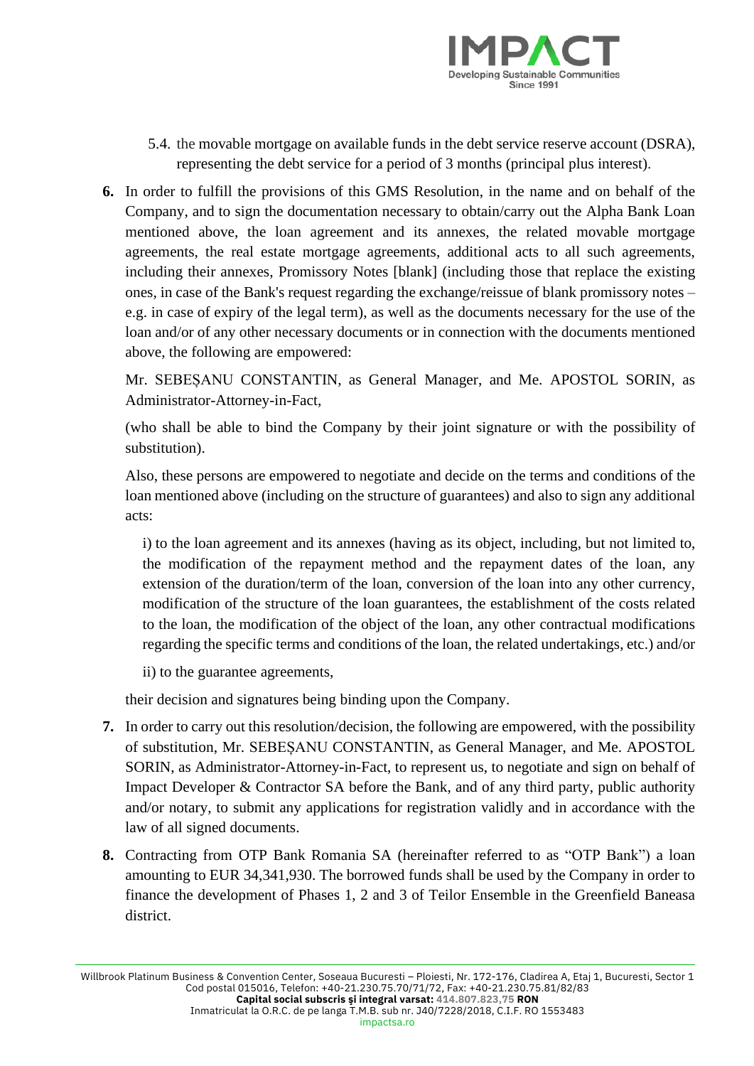5.4. the movable mortgage on available funds in the debt service reserve account (DSRA), representing the debt service for a period of 3 months (principal plus interest).

**6.** In order to fulfill the provisions of this GMS Resolution, in the name and on behalf of the Company, and to sign the documentation necessary to obtain/carry out the Alpha Bank Loan mentioned above, the loan agreement and its annexes, the related movable mortgage agreements, the real estate mortgage agreements, additional acts to all such agreements, including their annexes, Promissory Notes [blank] (including those that replace the existing ones, in case of the Bank's request regarding the exchange/reissue of blank promissory notes – e.g. in case of expiry of the legal term), as well as the documents necessary for the use of the loan and/or of any other necessary documents or in connection with the documents mentioned above, the following are empowered:

Mr. SEBEȘANU CONSTANTIN, as General Manager, and Me. APOSTOL SORIN, as Administrator-Attorney-in-Fact,

(who shall be able to bind the Company by their joint signature or with the possibility of substitution).

Also, these persons are empowered to negotiate and decide on the terms and conditions of the loan mentioned above (including on the structure of guarantees) and also to sign any additional acts:

i) to the loan agreement and its annexes (having as its object, including, but not limited to, the modification of the repayment method and the repayment dates of the loan, any extension of the duration/term of the loan, conversion of the loan into any other currency, modification of the structure of the loan guarantees, the establishment of the costs related to the loan, the modification of the object of the loan, any other contractual modifications regarding the specific terms and conditions of the loan, the related undertakings, etc.) and/or

ii) to the guarantee agreements,

their decision and signatures being binding upon the Company.

**7.** In order to carry out this resolution/decision, the following are empowered, with the possibility of substitution, Mr. SEBEȘANU CONSTANTIN, as General Manager, and Me. APOSTOL SORIN, as Administrator-Attorney-in-Fact, to represent us, to negotiate and sign on behalf of Impact Developer & Contractor SA before the Bank, and of any third party, public authority and/or notary, to submit any applications for registration validly and in accordance with the law of all signed documents.

**8.** Contracting from OTP Bank Romania SA (hereinafter referred to as "OTP Bank") a loan amounting to EUR 34,341,930. The borrowed funds shall be used by the Company in order to finance the development of Phases 1, 2 and 3 of Teilor Ensemble in the Greenfield Baneasa district.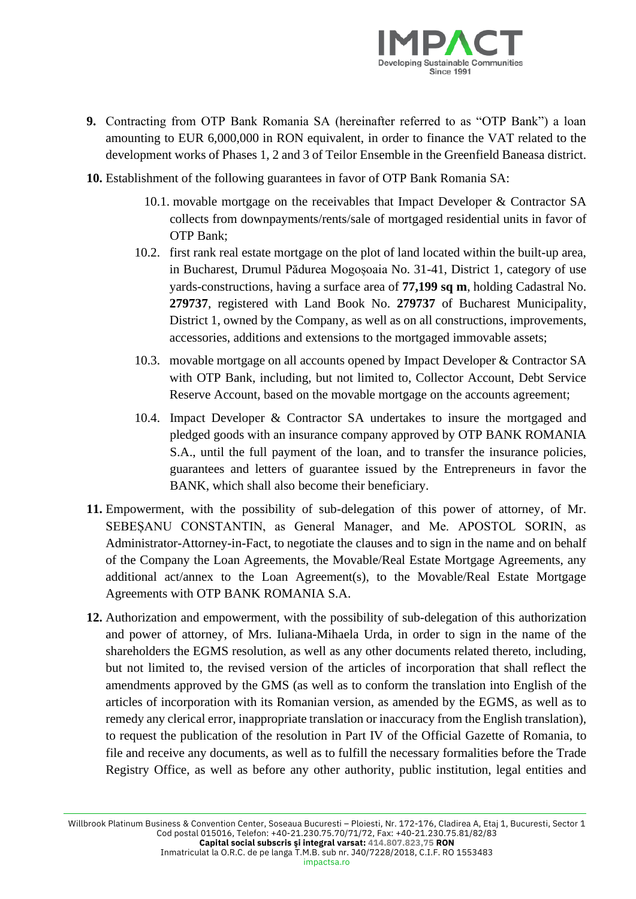**9.** Contracting from OTP Bank Romania SA (hereinafter referred to as "OTP Bank") a loan amounting to EUR 6,000,000 in RON equivalent, in order to finance the VAT related to the development works of Phases 1, 2 and 3 of Teilor Ensemble in the Greenfield Baneasa district.

**10.** Establishment of the following guarantees in favor of OTP Bank Romania SA:

10.1. movable mortgage on the receivables that Impact Developer & Contractor SA collects from downpayments/rents/sale of mortgaged residential units in favor of OTP Bank;

10.2. first rank real estate mortgage on the plot of land located within the built-up area, in Bucharest, Drumul Pădurea Mogoșoaia No. 31-41, District 1, category of use yards-constructions, having a surface area of **77,199 sq m**, holding Cadastral No. **279737**, registered with Land Book No. **279737** of Bucharest Municipality, District 1, owned by the Company, as well as on all constructions, improvements, accessories, additions and extensions to the mortgaged immovable assets;

10.3. movable mortgage on all accounts opened by Impact Developer & Contractor SA with OTP Bank, including, but not limited to, Collector Account, Debt Service Reserve Account, based on the movable mortgage on the accounts agreement;

10.4. Impact Developer & Contractor SA undertakes to insure the mortgaged and pledged goods with an insurance company approved by OTP BANK ROMANIA S.A., until the full payment of the loan, and to transfer the insurance policies, guarantees and letters of guarantee issued by the Entrepreneurs in favor the BANK, which shall also become their beneficiary.

**11.** Empowerment, with the possibility of sub-delegation of this power of attorney, of Mr. SEBEȘANU CONSTANTIN, as General Manager, and Me. APOSTOL SORIN, as Administrator-Attorney-in-Fact, to negotiate the clauses and to sign in the name and on behalf of the Company the Loan Agreements, the Movable/Real Estate Mortgage Agreements, any additional act/annex to the Loan Agreement(s), to the Movable/Real Estate Mortgage Agreements with OTP BANK ROMANIA S.A.

**12.** Authorization and empowerment, with the possibility of sub-delegation of this authorization and power of attorney, of Mrs. Iuliana-Mihaela Urda, in order to sign in the name of the shareholders the EGMS resolution, as well as any other documents related thereto, including, but not limited to, the revised version of the articles of incorporation that shall reflect the amendments approved by the GMS (as well as to conform the translation into English of the articles of incorporation with its Romanian version, as amended by the EGMS, as well as to remedy any clerical error, inappropriate translation or inaccuracy from the English translation), to request the publication of the resolution in Part IV of the Official Gazette of Romania, to file and receive any documents, as well as to fulfill the necessary formalities before the Trade Registry Office, as well as before any other authority, public institution, legal entities and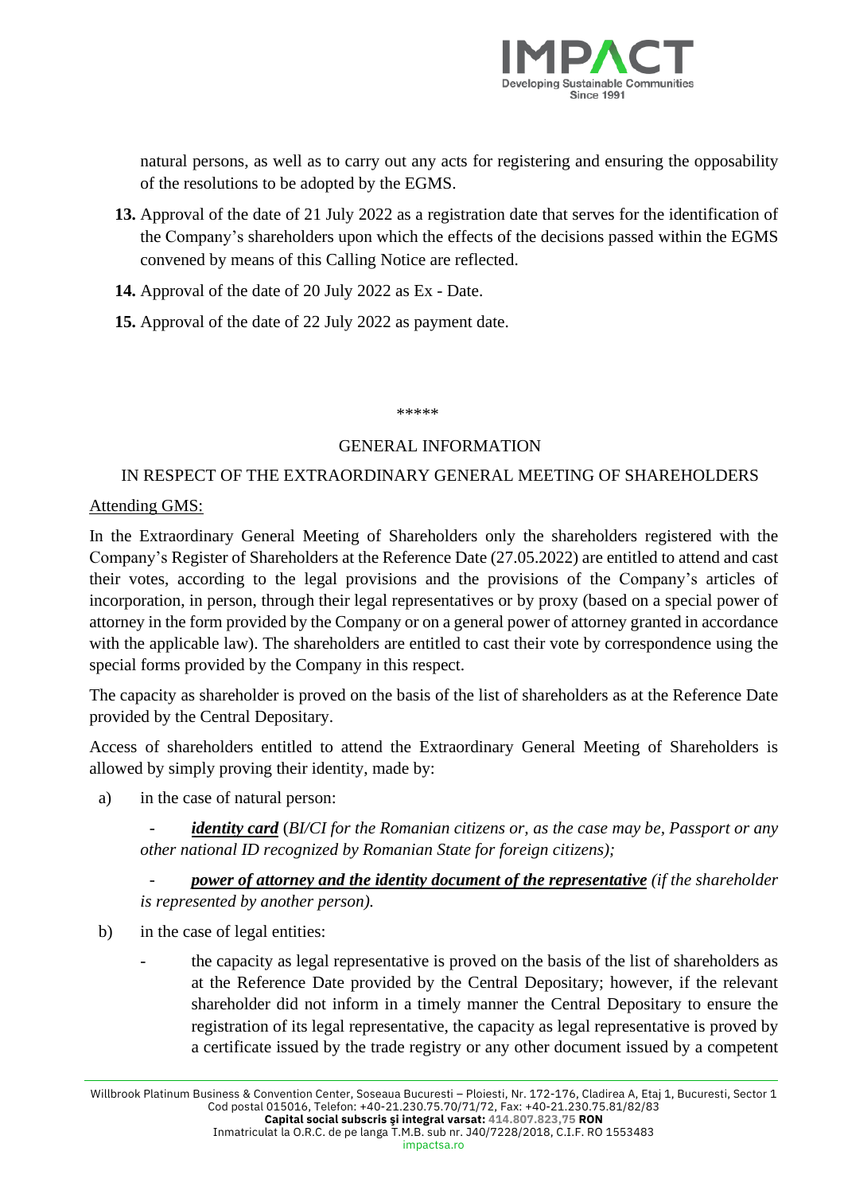natural persons, as well as to carry out any acts for registering and ensuring the opposability of the resolutions to be adopted by the EGMS.

**13.** Approval of the date of 21 July 2022 as a registration date that serves for the identification of the Company's shareholders upon which the effects of the decisions passed within the EGMS convened by means of this Calling Notice are reflected.

**14.** Approval of the date of 20 July 2022 as Ex - Date.

**15.** Approval of the date of 22 July 2022 as payment date.

*****

GENERAL INFORMATION

IN RESPECT OF THE EXTRAORDINARY GENERAL MEETING OF SHAREHOLDERS

Attending GMS:

In the Extraordinary General Meeting of Shareholders only the shareholders registered with the Company's Register of Shareholders at the Reference Date (27.05.2022) are entitled to attend and cast their votes, according to the legal provisions and the provisions of the Company's articles of incorporation, in person, through their legal representatives or by proxy (based on a special power of attorney in the form provided by the Company or on a general power of attorney granted in accordance with the applicable law). The shareholders are entitled to cast their vote by correspondence using the special forms provided by the Company in this respect.

The capacity as shareholder is proved on the basis of the list of shareholders as at the Reference Date provided by the Central Depositary.

Access of shareholders entitled to attend the Extraordinary General Meeting of Shareholders is allowed by simply proving their identity, made by:

a) in the case of natural person:

- ***identity card*** (*BI/CI for the Romanian citizens or, as the case may be, Passport or any other national ID recognized by Romanian State for foreign citizens);*

- ***power of attorney and the identity document of the representative*** *(if the shareholder is represented by another person).*

b) in the case of legal entities:

- the capacity as legal representative is proved on the basis of the list of shareholders as at the Reference Date provided by the Central Depositary; however, if the relevant shareholder did not inform in a timely manner the Central Depositary to ensure the registration of its legal representative, the capacity as legal representative is proved by a certificate issued by the trade registry or any other document issued by a competent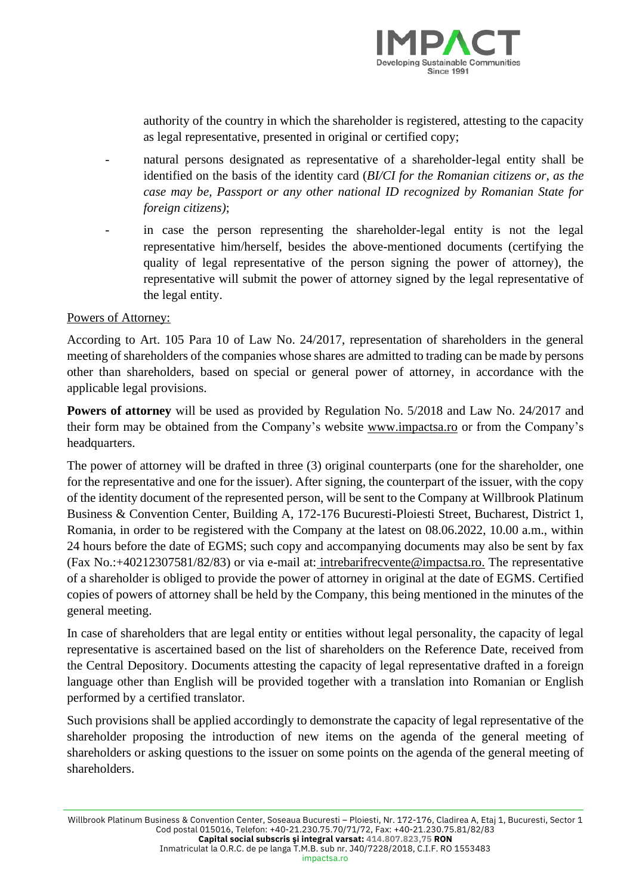authority of the country in which the shareholder is registered, attesting to the capacity as legal representative, presented in original or certified copy;

- natural persons designated as representative of a shareholder-legal entity shall be identified on the basis of the identity card (*BI/CI for the Romanian citizens or, as the case may be, Passport or any other national ID recognized by Romanian State for foreign citizens)*;
- in case the person representing the shareholder-legal entity is not the legal representative him/herself, besides the above-mentioned documents (certifying the quality of legal representative of the person signing the power of attorney), the representative will submit the power of attorney signed by the legal representative of the legal entity.

Powers of Attorney:

According to Art. 105 Para 10 of Law No. 24/2017, representation of shareholders in the general meeting of shareholders of the companies whose shares are admitted to trading can be made by persons other than shareholders, based on special or general power of attorney, in accordance with the applicable legal provisions.

**Powers of attorney** will be used as provided by Regulation No. 5/2018 and Law No. 24/2017 and their form may be obtained from the Company's website www.impactsa.ro or from the Company's headquarters.

The power of attorney will be drafted in three (3) original counterparts (one for the shareholder, one for the representative and one for the issuer). After signing, the counterpart of the issuer, with the copy of the identity document of the represented person, will be sent to the Company at Willbrook Platinum Business & Convention Center, Building A, 172-176 Bucuresti-Ploiesti Street, Bucharest, District 1, Romania, in order to be registered with the Company at the latest on 08.06.2022, 10.00 a.m., within 24 hours before the date of EGMS; such copy and accompanying documents may also be sent by fax (Fax No.:+40212307581/82/83) or via e-mail at: intrebarifrecvente@impactsa.ro. The representative of a shareholder is obliged to provide the power of attorney in original at the date of EGMS. Certified copies of powers of attorney shall be held by the Company, this being mentioned in the minutes of the general meeting.

In case of shareholders that are legal entity or entities without legal personality, the capacity of legal representative is ascertained based on the list of shareholders on the Reference Date, received from the Central Depository. Documents attesting the capacity of legal representative drafted in a foreign language other than English will be provided together with a translation into Romanian or English performed by a certified translator.

Such provisions shall be applied accordingly to demonstrate the capacity of legal representative of the shareholder proposing the introduction of new items on the agenda of the general meeting of shareholders or asking questions to the issuer on some points on the agenda of the general meeting of shareholders.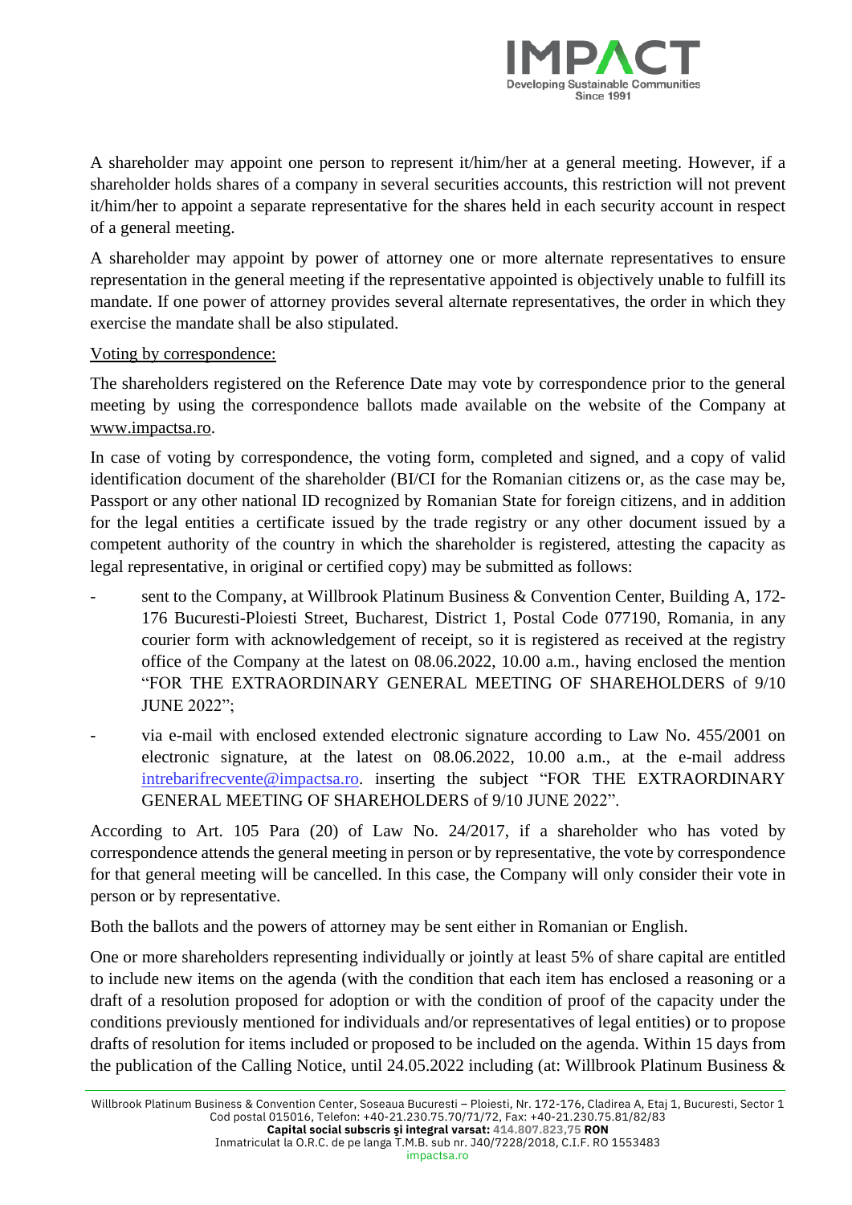A shareholder may appoint one person to represent it/him/her at a general meeting. However, if a shareholder holds shares of a company in several securities accounts, this restriction will not prevent it/him/her to appoint a separate representative for the shares held in each security account in respect of a general meeting.

A shareholder may appoint by power of attorney one or more alternate representatives to ensure representation in the general meeting if the representative appointed is objectively unable to fulfill its mandate. If one power of attorney provides several alternate representatives, the order in which they exercise the mandate shall be also stipulated.

Voting by correspondence:

The shareholders registered on the Reference Date may vote by correspondence prior to the general meeting by using the correspondence ballots made available on the website of the Company at www.impactsa.ro.

In case of voting by correspondence, the voting form, completed and signed, and a copy of valid identification document of the shareholder (BI/CI for the Romanian citizens or, as the case may be, Passport or any other national ID recognized by Romanian State for foreign citizens, and in addition for the legal entities a certificate issued by the trade registry or any other document issued by a competent authority of the country in which the shareholder is registered, attesting the capacity as legal representative, in original or certified copy) may be submitted as follows:

- sent to the Company, at Willbrook Platinum Business & Convention Center, Building A, 172-176 Bucuresti-Ploiesti Street, Bucharest, District 1, Postal Code 077190, Romania, in any courier form with acknowledgement of receipt, so it is registered as received at the registry office of the Company at the latest on 08.06.2022, 10.00 a.m., having enclosed the mention "FOR THE EXTRAORDINARY GENERAL MEETING OF SHAREHOLDERS of 9/10 JUNE 2022";
- via e-mail with enclosed extended electronic signature according to Law No. 455/2001 on electronic signature, at the latest on 08.06.2022, 10.00 a.m., at the e-mail address intrebarifrecvente@impactsa.ro. inserting the subject "FOR THE EXTRAORDINARY GENERAL MEETING OF SHAREHOLDERS of 9/10 JUNE 2022".

According to Art. 105 Para (20) of Law No. 24/2017, if a shareholder who has voted by correspondence attends the general meeting in person or by representative, the vote by correspondence for that general meeting will be cancelled. In this case, the Company will only consider their vote in person or by representative.

Both the ballots and the powers of attorney may be sent either in Romanian or English.

One or more shareholders representing individually or jointly at least 5% of share capital are entitled to include new items on the agenda (with the condition that each item has enclosed a reasoning or a draft of a resolution proposed for adoption or with the condition of proof of the capacity under the conditions previously mentioned for individuals and/or representatives of legal entities) or to propose drafts of resolution for items included or proposed to be included on the agenda. Within 15 days from the publication of the Calling Notice, until 24.05.2022 including (at: Willbrook Platinum Business &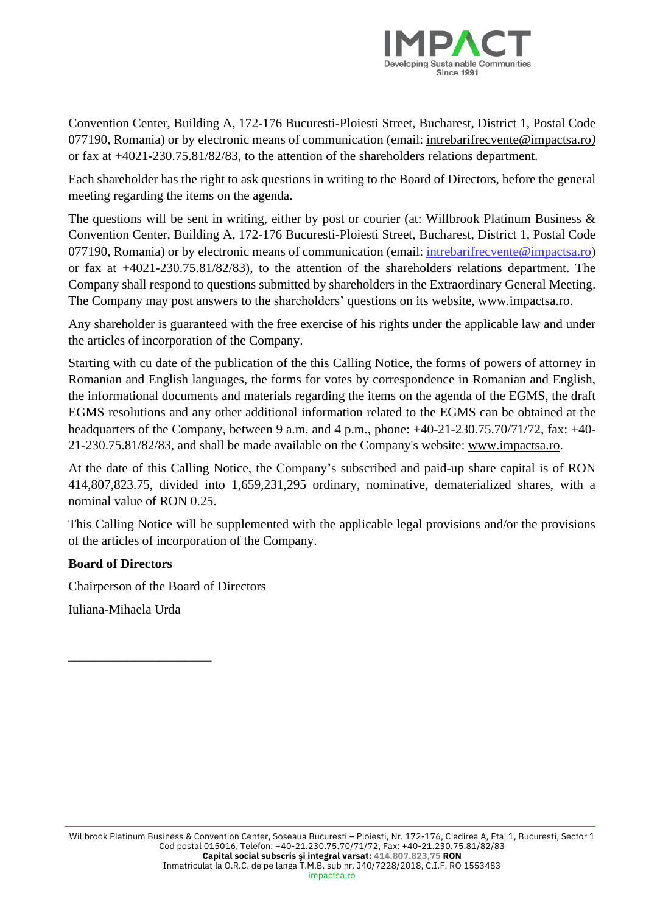Convention Center, Building A, 172-176 Bucuresti-Ploiesti Street, Bucharest, District 1, Postal Code 077190, Romania) or by electronic means of communication (email: intrebarifrecvente@impactsa.ro) or fax at +4021-230.75.81/82/83, to the attention of the shareholders relations department.

Each shareholder has the right to ask questions in writing to the Board of Directors, before the general meeting regarding the items on the agenda.

The questions will be sent in writing, either by post or courier (at: Willbrook Platinum Business & Convention Center, Building A, 172-176 Bucuresti-Ploiesti Street, Bucharest, District 1, Postal Code 077190, Romania) or by electronic means of communication (email: intrebarifrecvente@impactsa.ro) or fax at +4021-230.75.81/82/83), to the attention of the shareholders relations department. The Company shall respond to questions submitted by shareholders in the Extraordinary General Meeting. The Company may post answers to the shareholders' questions on its website, www.impactsa.ro.

Any shareholder is guaranteed with the free exercise of his rights under the applicable law and under the articles of incorporation of the Company.

Starting with cu date of the publication of the this Calling Notice, the forms of powers of attorney in Romanian and English languages, the forms for votes by correspondence in Romanian and English, the informational documents and materials regarding the items on the agenda of the EGMS, the draft EGMS resolutions and any other additional information related to the EGMS can be obtained at the headquarters of the Company, between 9 a.m. and 4 p.m., phone: +40-21-230.75.70/71/72, fax: +40-21-230.75.81/82/83, and shall be made available on the Company's website: www.impactsa.ro.

At the date of this Calling Notice, the Company's subscribed and paid-up share capital is of RON 414,807,823.75, divided into 1,659,231,295 ordinary, nominative, dematerialized shares, with a nominal value of RON 0.25.

This Calling Notice will be supplemented with the applicable legal provisions and/or the provisions of the articles of incorporation of the Company.

**Board of Directors**

Chairperson of the Board of Directors

Iuliana-Mihaela Urda

______________________